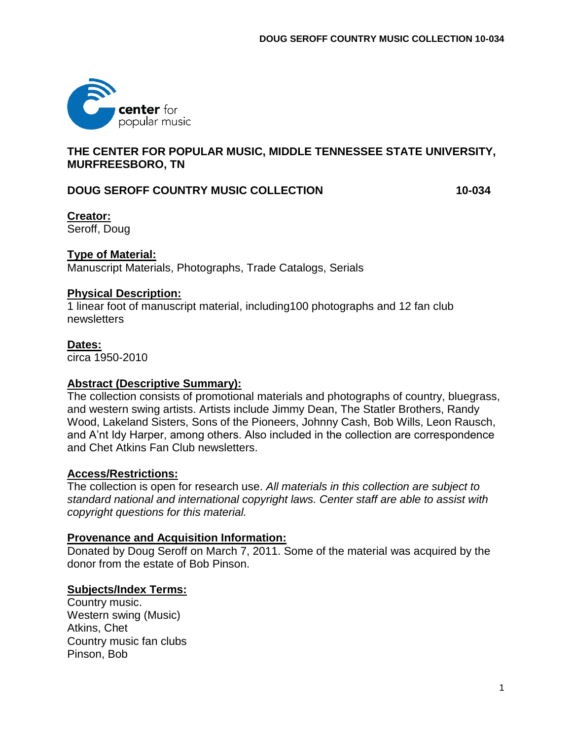# THE CENTER FOR POPULAR MUSIC, MIDDLE TENNESSEE STATE UNIVERSITY, MURFREESBORO, TN

## DOUG SEROFF COUNTRY MUSIC COLLECTION 10-034

**Creator:**
Seroff, Doug

**Type of Material:**
Manuscript Materials, Photographs, Trade Catalogs, Serials

**Physical Description:**
1 linear foot of manuscript material, including100 photographs and 12 fan club newsletters

**Dates:**
circa 1950-2010

**Abstract (Descriptive Summary):**
The collection consists of promotional materials and photographs of country, bluegrass, and western swing artists. Artists include Jimmy Dean, The Statler Brothers, Randy Wood, Lakeland Sisters, Sons of the Pioneers, Johnny Cash, Bob Wills, Leon Rausch, and A'nt Idy Harper, among others. Also included in the collection are correspondence and Chet Atkins Fan Club newsletters.

**Access/Restrictions:**
The collection is open for research use. *All materials in this collection are subject to standard national and international copyright laws. Center staff are able to assist with copyright questions for this material.*

**Provenance and Acquisition Information:**
Donated by Doug Seroff on March 7, 2011. Some of the material was acquired by the donor from the estate of Bob Pinson.

**Subjects/Index Terms:**
Country music.
Western swing (Music)
Atkins, Chet
Country music fan clubs
Pinson, Bob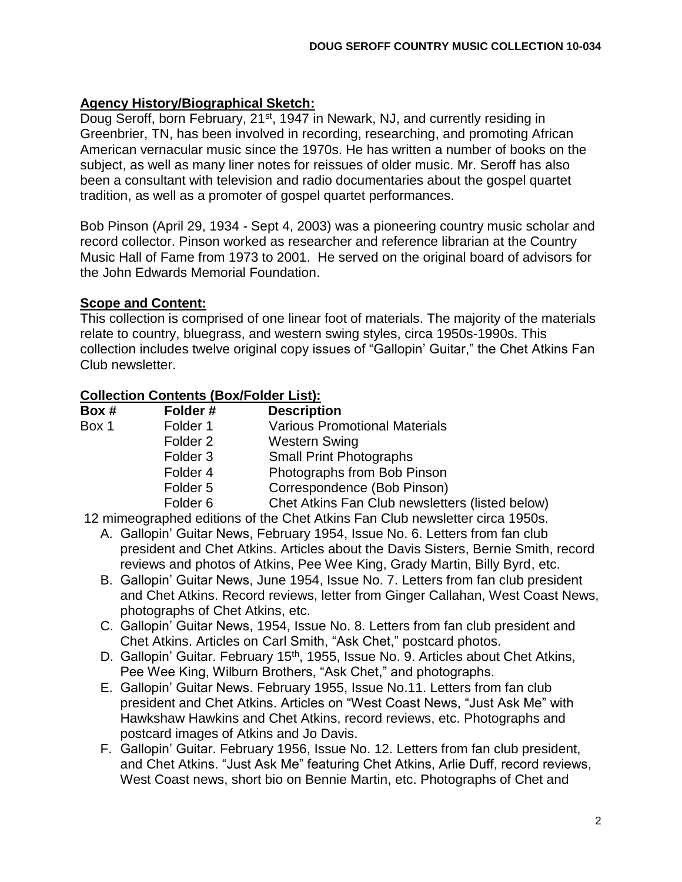## Agency History/Biographical Sketch:

Doug Seroff, born February, 21st, 1947 in Newark, NJ, and currently residing in Greenbrier, TN, has been involved in recording, researching, and promoting African American vernacular music since the 1970s. He has written a number of books on the subject, as well as many liner notes for reissues of older music. Mr. Seroff has also been a consultant with television and radio documentaries about the gospel quartet tradition, as well as a promoter of gospel quartet performances.

Bob Pinson (April 29, 1934 - Sept 4, 2003) was a pioneering country music scholar and record collector. Pinson worked as researcher and reference librarian at the Country Music Hall of Fame from 1973 to 2001. He served on the original board of advisors for the John Edwards Memorial Foundation.

## Scope and Content:

This collection is comprised of one linear foot of materials. The majority of the materials relate to country, bluegrass, and western swing styles, circa 1950s-1990s. This collection includes twelve original copy issues of "Gallopin' Guitar," the Chet Atkins Fan Club newsletter.

## Collection Contents (Box/Folder List):

| Box # | Folder # | Description |
|---|---|---|
| Box 1 | Folder 1 | Various Promotional Materials |
| | Folder 2 | Western Swing |
| | Folder 3 | Small Print Photographs |
| | Folder 4 | Photographs from Bob Pinson |
| | Folder 5 | Correspondence (Bob Pinson) |
| | Folder 6 | Chet Atkins Fan Club newsletters (listed below) |

12 mimeographed editions of the Chet Atkins Fan Club newsletter circa 1950s.

A. Gallopin' Guitar News, February 1954, Issue No. 6. Letters from fan club president and Chet Atkins. Articles about the Davis Sisters, Bernie Smith, record reviews and photos of Atkins, Pee Wee King, Grady Martin, Billy Byrd, etc.
B. Gallopin' Guitar News, June 1954, Issue No. 7. Letters from fan club president and Chet Atkins. Record reviews, letter from Ginger Callahan, West Coast News, photographs of Chet Atkins, etc.
C. Gallopin' Guitar News, 1954, Issue No. 8. Letters from fan club president and Chet Atkins. Articles on Carl Smith, "Ask Chet," postcard photos.
D. Gallopin' Guitar. February 15th, 1955, Issue No. 9. Articles about Chet Atkins, Pee Wee King, Wilburn Brothers, "Ask Chet," and photographs.
E. Gallopin' Guitar News. February 1955, Issue No.11. Letters from fan club president and Chet Atkins. Articles on "West Coast News, "Just Ask Me" with Hawkshaw Hawkins and Chet Atkins, record reviews, etc. Photographs and postcard images of Atkins and Jo Davis.
F. Gallopin' Guitar. February 1956, Issue No. 12. Letters from fan club president, and Chet Atkins. "Just Ask Me" featuring Chet Atkins, Arlie Duff, record reviews, West Coast news, short bio on Bennie Martin, etc. Photographs of Chet and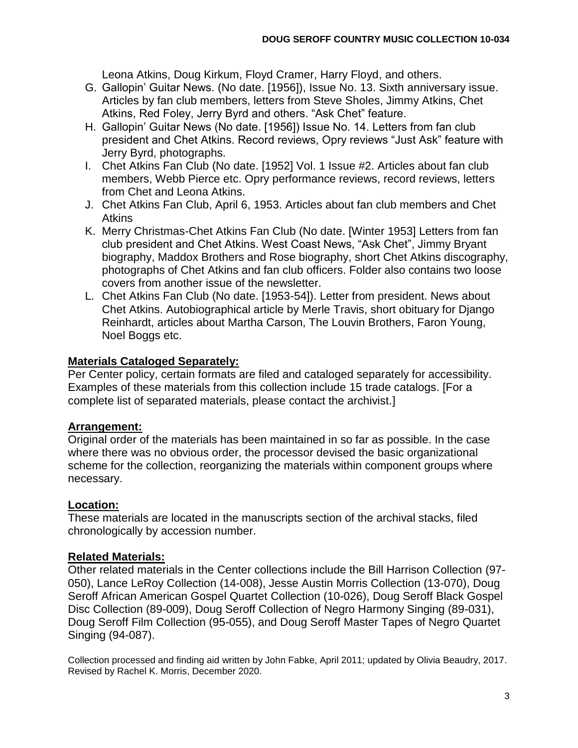Leona Atkins, Doug Kirkum, Floyd Cramer, Harry Floyd, and others.

G. Gallopin' Guitar News. (No date. [1956]), Issue No. 13. Sixth anniversary issue. Articles by fan club members, letters from Steve Sholes, Jimmy Atkins, Chet Atkins, Red Foley, Jerry Byrd and others. "Ask Chet" feature.
H. Gallopin' Guitar News (No date. [1956]) Issue No. 14. Letters from fan club president and Chet Atkins. Record reviews, Opry reviews "Just Ask" feature with Jerry Byrd, photographs.
I. Chet Atkins Fan Club (No date. [1952] Vol. 1 Issue #2. Articles about fan club members, Webb Pierce etc. Opry performance reviews, record reviews, letters from Chet and Leona Atkins.
J. Chet Atkins Fan Club, April 6, 1953. Articles about fan club members and Chet Atkins
K. Merry Christmas-Chet Atkins Fan Club (No date. [Winter 1953] Letters from fan club president and Chet Atkins. West Coast News, "Ask Chet", Jimmy Bryant biography, Maddox Brothers and Rose biography, short Chet Atkins discography, photographs of Chet Atkins and fan club officers. Folder also contains two loose covers from another issue of the newsletter.
L. Chet Atkins Fan Club (No date. [1953-54]). Letter from president. News about Chet Atkins. Autobiographical article by Merle Travis, short obituary for Django Reinhardt, articles about Martha Carson, The Louvin Brothers, Faron Young, Noel Boggs etc.

## Materials Cataloged Separately:

Per Center policy, certain formats are filed and cataloged separately for accessibility. Examples of these materials from this collection include 15 trade catalogs. [For a complete list of separated materials, please contact the archivist.]

## Arrangement:

Original order of the materials has been maintained in so far as possible. In the case where there was no obvious order, the processor devised the basic organizational scheme for the collection, reorganizing the materials within component groups where necessary.

## Location:

These materials are located in the manuscripts section of the archival stacks, filed chronologically by accession number.

## Related Materials:

Other related materials in the Center collections include the Bill Harrison Collection (97-050), Lance LeRoy Collection (14-008), Jesse Austin Morris Collection (13-070), Doug Seroff African American Gospel Quartet Collection (10-026), Doug Seroff Black Gospel Disc Collection (89-009), Doug Seroff Collection of Negro Harmony Singing (89-031), Doug Seroff Film Collection (95-055), and Doug Seroff Master Tapes of Negro Quartet Singing (94-087).

Collection processed and finding aid written by John Fabke, April 2011; updated by Olivia Beaudry, 2017. Revised by Rachel K. Morris, December 2020.